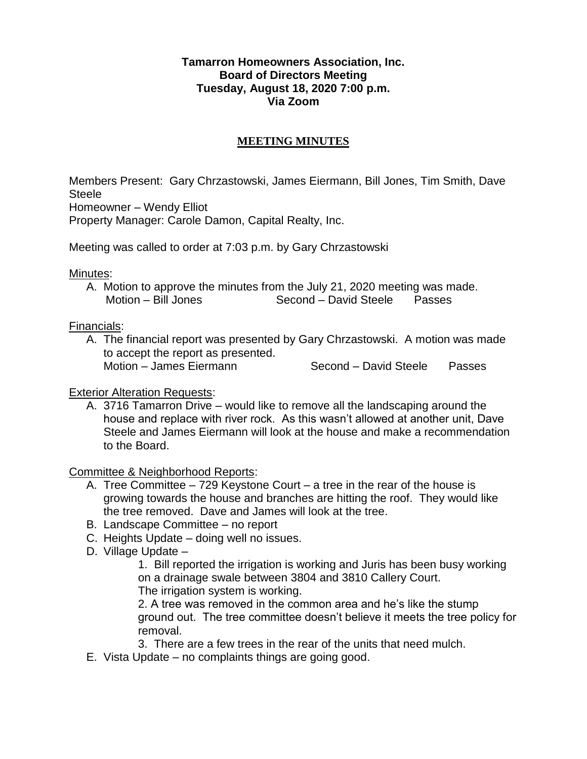**Tamarron Homeowners Association, Inc.**
**Board of Directors Meeting**
**Tuesday, August 18, 2020 7:00 p.m.**
**Via Zoom**

## MEETING MINUTES

Members Present: Gary Chrzastowski, James Eiermann, Bill Jones, Tim Smith, Dave Steele
Homeowner – Wendy Elliot
Property Manager: Carole Damon, Capital Realty, Inc.

Meeting was called to order at 7:03 p.m. by Gary Chrzastowski

Minutes:

A. Motion to approve the minutes from the July 21, 2020 meeting was made.
Motion – Bill Jones Second – David Steele Passes

Financials:

A. The financial report was presented by Gary Chrzastowski. A motion was made to accept the report as presented.
Motion – James Eiermann Second – David Steele Passes

Exterior Alteration Requests:

A. 3716 Tamarron Drive – would like to remove all the landscaping around the house and replace with river rock. As this wasn't allowed at another unit, Dave Steele and James Eiermann will look at the house and make a recommendation to the Board.

Committee & Neighborhood Reports:

A. Tree Committee – 729 Keystone Court – a tree in the rear of the house is growing towards the house and branches are hitting the roof. They would like the tree removed. Dave and James will look at the tree.
B. Landscape Committee – no report
C. Heights Update – doing well no issues.
D. Village Update –
   1. Bill reported the irrigation is working and Juris has been busy working on a drainage swale between 3804 and 3810 Callery Court. The irrigation system is working.
   2. A tree was removed in the common area and he's like the stump ground out. The tree committee doesn't believe it meets the tree policy for removal.
   3. There are a few trees in the rear of the units that need mulch.
E. Vista Update – no complaints things are going good.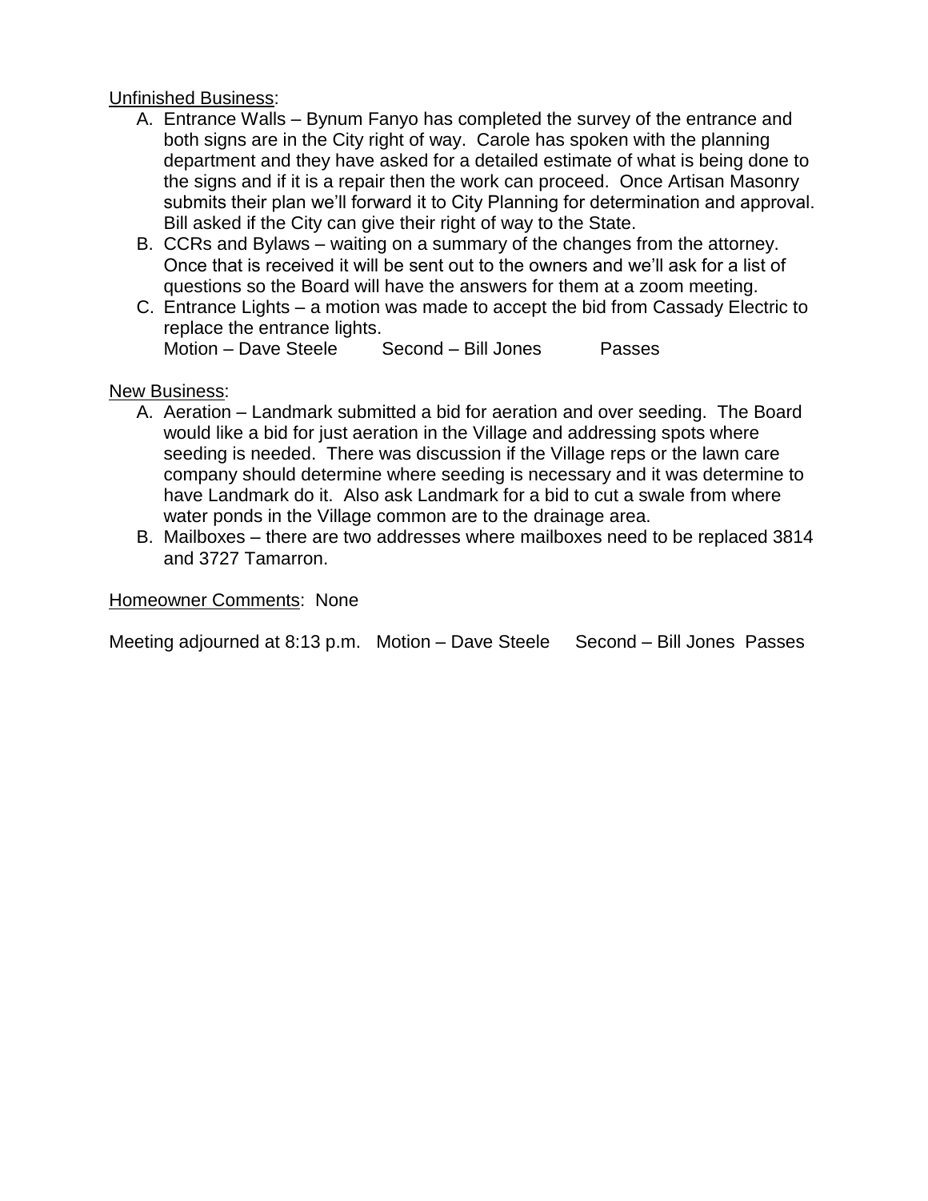Unfinished Business:

A. Entrance Walls – Bynum Fanyo has completed the survey of the entrance and both signs are in the City right of way. Carole has spoken with the planning department and they have asked for a detailed estimate of what is being done to the signs and if it is a repair then the work can proceed. Once Artisan Masonry submits their plan we'll forward it to City Planning for determination and approval. Bill asked if the City can give their right of way to the State.
B. CCRs and Bylaws – waiting on a summary of the changes from the attorney. Once that is received it will be sent out to the owners and we'll ask for a list of questions so the Board will have the answers for them at a zoom meeting.
C. Entrance Lights – a motion was made to accept the bid from Cassady Electric to replace the entrance lights.
   Motion – Dave Steele   Second – Bill Jones   Passes

New Business:

A. Aeration – Landmark submitted a bid for aeration and over seeding. The Board would like a bid for just aeration in the Village and addressing spots where seeding is needed. There was discussion if the Village reps or the lawn care company should determine where seeding is necessary and it was determine to have Landmark do it. Also ask Landmark for a bid to cut a swale from where water ponds in the Village common are to the drainage area.
B. Mailboxes – there are two addresses where mailboxes need to be replaced 3814 and 3727 Tamarron.

Homeowner Comments: None

Meeting adjourned at 8:13 p.m. Motion – Dave Steele   Second – Bill Jones Passes